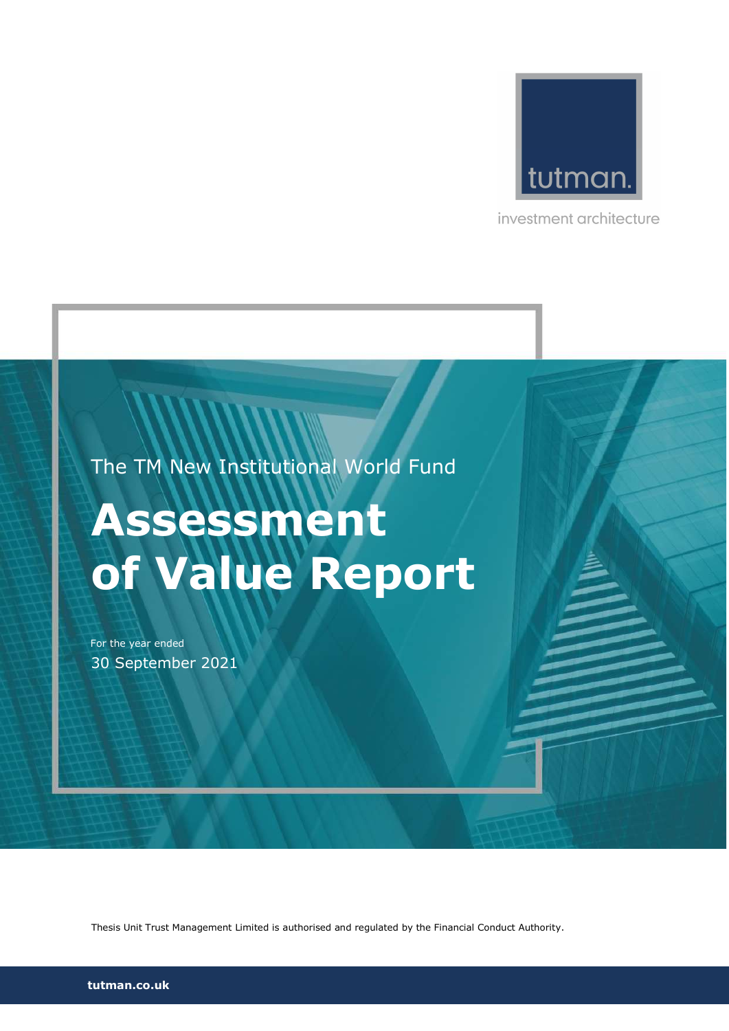tutman.

investment architecture

The TM New Institutional World Fund

# Assessment of Value Report

For the year ended

30 September 2021

Thesis Unit Trust Management Limited is authorised and regulated by the Financial Conduct Authority.

**tutman.co.uk**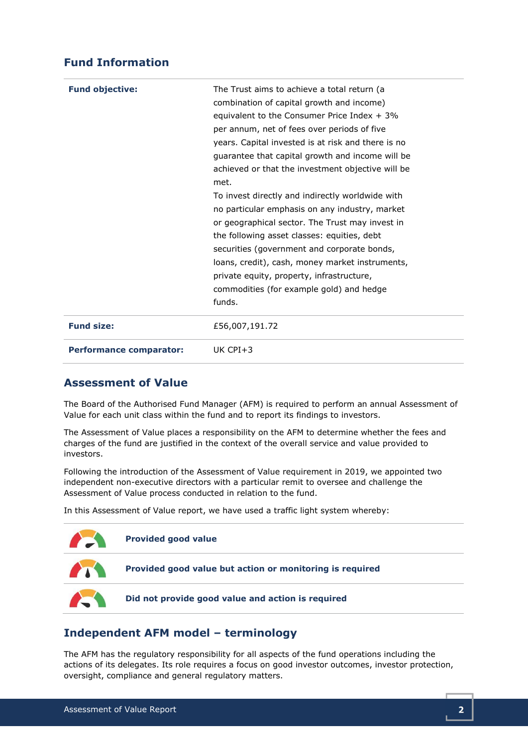## Fund Information

| | |
|---|---|
| **Fund objective:** | The Trust aims to achieve a total return (a combination of capital growth and income) equivalent to the Consumer Price Index + 3% per annum, net of fees over periods of five years. Capital invested is at risk and there is no guarantee that capital growth and income will be achieved or that the investment objective will be met.<br>To invest directly and indirectly worldwide with no particular emphasis on any industry, market or geographical sector. The Trust may invest in the following asset classes: equities, debt securities (government and corporate bonds, loans, credit), cash, money market instruments, private equity, property, infrastructure, commodities (for example gold) and hedge funds. |
| **Fund size:** | £56,007,191.72 |
| **Performance comparator:** | UK CPI+3 |

## Assessment of Value

The Board of the Authorised Fund Manager (AFM) is required to perform an annual Assessment of Value for each unit class within the fund and to report its findings to investors.

The Assessment of Value places a responsibility on the AFM to determine whether the fees and charges of the fund are justified in the context of the overall service and value provided to investors.

Following the introduction of the Assessment of Value requirement in 2019, we appointed two independent non-executive directors with a particular remit to oversee and challenge the Assessment of Value process conducted in relation to the fund.

In this Assessment of Value report, we have used a traffic light system whereby:

- **Provided good value**
- **Provided good value but action or monitoring is required**
- **Did not provide good value and action is required**

## Independent AFM model – terminology

The AFM has the regulatory responsibility for all aspects of the fund operations including the actions of its delegates. Its role requires a focus on good investor outcomes, investor protection, oversight, compliance and general regulatory matters.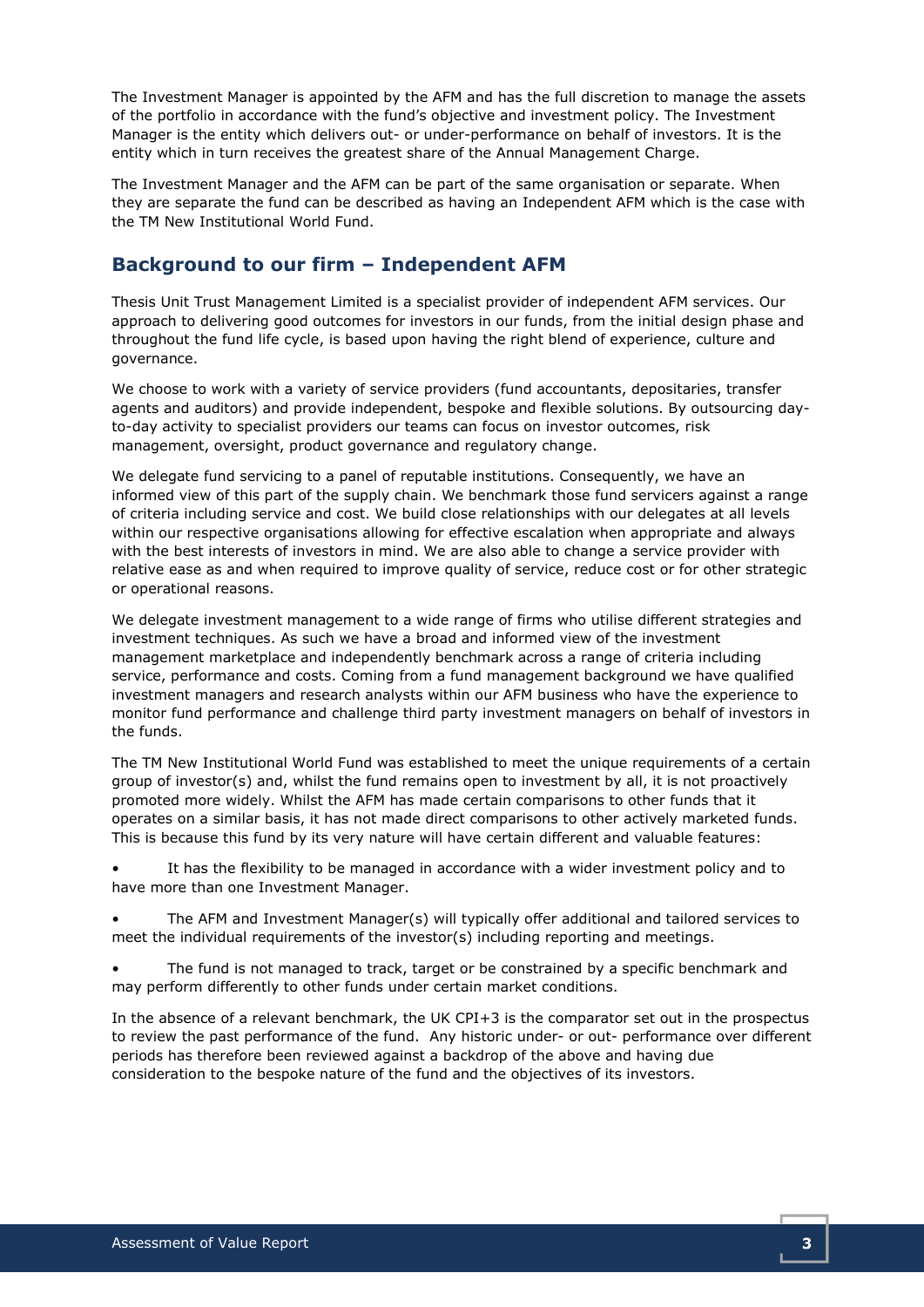The Investment Manager is appointed by the AFM and has the full discretion to manage the assets of the portfolio in accordance with the fund's objective and investment policy. The Investment Manager is the entity which delivers out- or under-performance on behalf of investors. It is the entity which in turn receives the greatest share of the Annual Management Charge.

The Investment Manager and the AFM can be part of the same organisation or separate. When they are separate the fund can be described as having an Independent AFM which is the case with the TM New Institutional World Fund.

## Background to our firm – Independent AFM

Thesis Unit Trust Management Limited is a specialist provider of independent AFM services. Our approach to delivering good outcomes for investors in our funds, from the initial design phase and throughout the fund life cycle, is based upon having the right blend of experience, culture and governance.

We choose to work with a variety of service providers (fund accountants, depositaries, transfer agents and auditors) and provide independent, bespoke and flexible solutions. By outsourcing day-to-day activity to specialist providers our teams can focus on investor outcomes, risk management, oversight, product governance and regulatory change.

We delegate fund servicing to a panel of reputable institutions. Consequently, we have an informed view of this part of the supply chain. We benchmark those fund servicers against a range of criteria including service and cost. We build close relationships with our delegates at all levels within our respective organisations allowing for effective escalation when appropriate and always with the best interests of investors in mind. We are also able to change a service provider with relative ease as and when required to improve quality of service, reduce cost or for other strategic or operational reasons.

We delegate investment management to a wide range of firms who utilise different strategies and investment techniques. As such we have a broad and informed view of the investment management marketplace and independently benchmark across a range of criteria including service, performance and costs. Coming from a fund management background we have qualified investment managers and research analysts within our AFM business who have the experience to monitor fund performance and challenge third party investment managers on behalf of investors in the funds.

The TM New Institutional World Fund was established to meet the unique requirements of a certain group of investor(s) and, whilst the fund remains open to investment by all, it is not proactively promoted more widely. Whilst the AFM has made certain comparisons to other funds that it operates on a similar basis, it has not made direct comparisons to other actively marketed funds. This is because this fund by its very nature will have certain different and valuable features:

- It has the flexibility to be managed in accordance with a wider investment policy and to have more than one Investment Manager.
- The AFM and Investment Manager(s) will typically offer additional and tailored services to meet the individual requirements of the investor(s) including reporting and meetings.
- The fund is not managed to track, target or be constrained by a specific benchmark and may perform differently to other funds under certain market conditions.

In the absence of a relevant benchmark, the UK CPI+3 is the comparator set out in the prospectus to review the past performance of the fund. Any historic under- or out- performance over different periods has therefore been reviewed against a backdrop of the above and having due consideration to the bespoke nature of the fund and the objectives of its investors.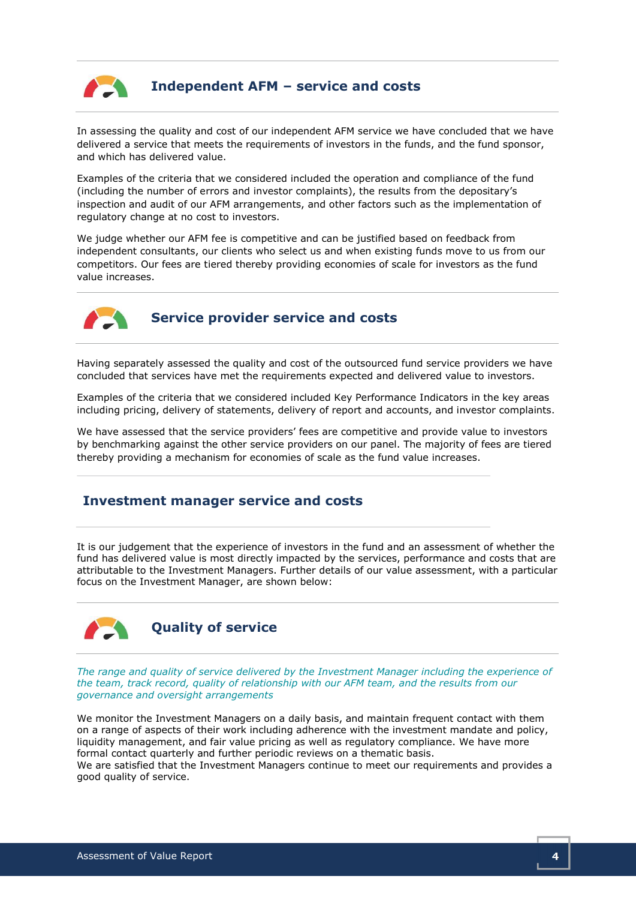## Independent AFM – service and costs

In assessing the quality and cost of our independent AFM service we have concluded that we have delivered a service that meets the requirements of investors in the funds, and the fund sponsor, and which has delivered value.

Examples of the criteria that we considered included the operation and compliance of the fund (including the number of errors and investor complaints), the results from the depositary's inspection and audit of our AFM arrangements, and other factors such as the implementation of regulatory change at no cost to investors.

We judge whether our AFM fee is competitive and can be justified based on feedback from independent consultants, our clients who select us and when existing funds move to us from our competitors. Our fees are tiered thereby providing economies of scale for investors as the fund value increases.

## Service provider service and costs

Having separately assessed the quality and cost of the outsourced fund service providers we have concluded that services have met the requirements expected and delivered value to investors.

Examples of the criteria that we considered included Key Performance Indicators in the key areas including pricing, delivery of statements, delivery of report and accounts, and investor complaints.

We have assessed that the service providers' fees are competitive and provide value to investors by benchmarking against the other service providers on our panel. The majority of fees are tiered thereby providing a mechanism for economies of scale as the fund value increases.

## Investment manager service and costs

It is our judgement that the experience of investors in the fund and an assessment of whether the fund has delivered value is most directly impacted by the services, performance and costs that are attributable to the Investment Managers. Further details of our value assessment, with a particular focus on the Investment Manager, are shown below:

## Quality of service

*The range and quality of service delivered by the Investment Manager including the experience of the team, track record, quality of relationship with our AFM team, and the results from our governance and oversight arrangements*

We monitor the Investment Managers on a daily basis, and maintain frequent contact with them on a range of aspects of their work including adherence with the investment mandate and policy, liquidity management, and fair value pricing as well as regulatory compliance. We have more formal contact quarterly and further periodic reviews on a thematic basis.
We are satisfied that the Investment Managers continue to meet our requirements and provides a good quality of service.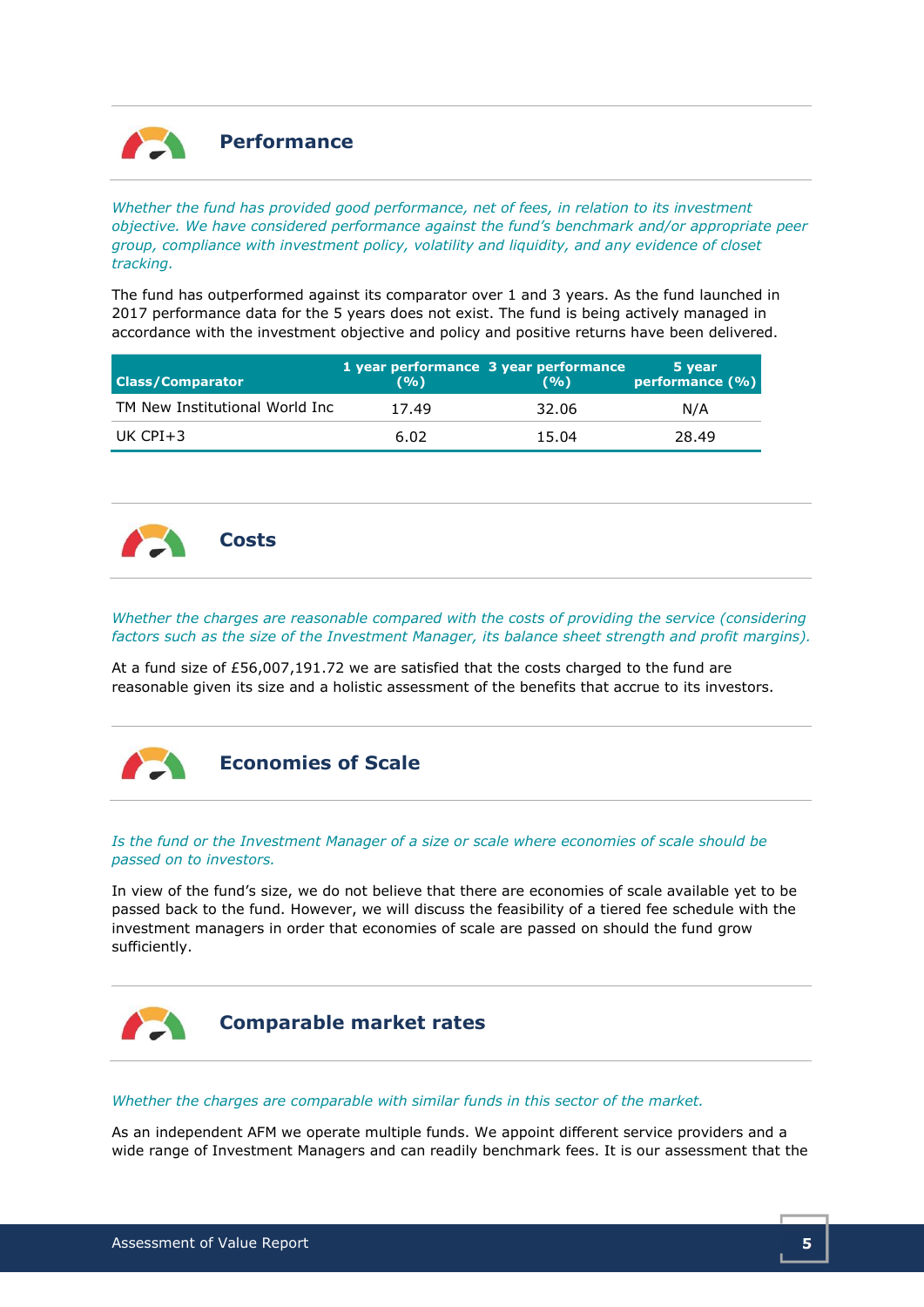## Performance

*Whether the fund has provided good performance, net of fees, in relation to its investment objective. We have considered performance against the fund's benchmark and/or appropriate peer group, compliance with investment policy, volatility and liquidity, and any evidence of closet tracking.*

The fund has outperformed against its comparator over 1 and 3 years. As the fund launched in 2017 performance data for the 5 years does not exist. The fund is being actively managed in accordance with the investment objective and policy and positive returns have been delivered.

| Class/Comparator | 1 year performance (%) | 3 year performance (%) | 5 year performance (%) |
|---|---|---|---|
| TM New Institutional World Inc | 17.49 | 32.06 | N/A |
| UK CPI+3 | 6.02 | 15.04 | 28.49 |

## Costs

*Whether the charges are reasonable compared with the costs of providing the service (considering factors such as the size of the Investment Manager, its balance sheet strength and profit margins).*

At a fund size of £56,007,191.72 we are satisfied that the costs charged to the fund are reasonable given its size and a holistic assessment of the benefits that accrue to its investors.

## Economies of Scale

*Is the fund or the Investment Manager of a size or scale where economies of scale should be passed on to investors.*

In view of the fund's size, we do not believe that there are economies of scale available yet to be passed back to the fund. However, we will discuss the feasibility of a tiered fee schedule with the investment managers in order that economies of scale are passed on should the fund grow sufficiently.

## Comparable market rates

*Whether the charges are comparable with similar funds in this sector of the market.*

As an independent AFM we operate multiple funds. We appoint different service providers and a wide range of Investment Managers and can readily benchmark fees. It is our assessment that the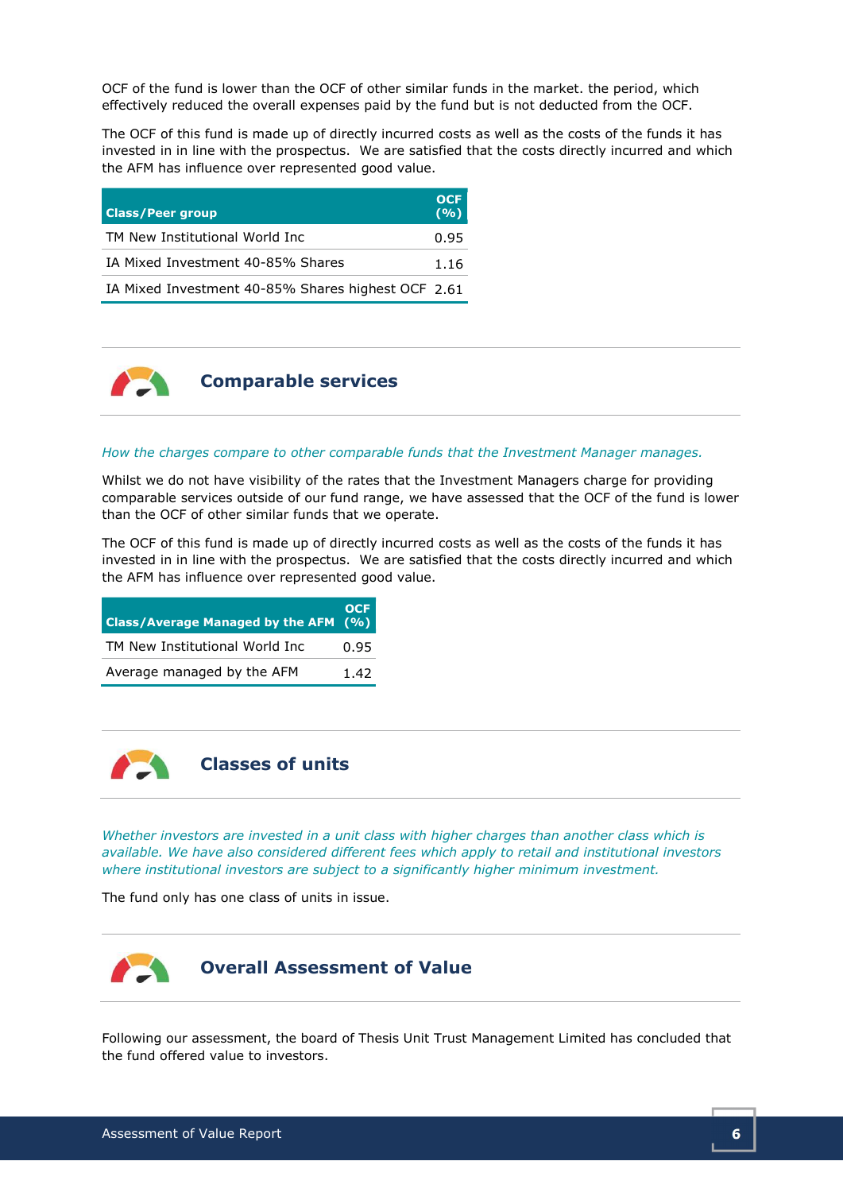OCF of the fund is lower than the OCF of other similar funds in the market. the period, which effectively reduced the overall expenses paid by the fund but is not deducted from the OCF.

The OCF of this fund is made up of directly incurred costs as well as the costs of the funds it has invested in in line with the prospectus. We are satisfied that the costs directly incurred and which the AFM has influence over represented good value.

| Class/Peer group | OCF (%) |
|---|---|
| TM New Institutional World Inc | 0.95 |
| IA Mixed Investment 40-85% Shares | 1.16 |
| IA Mixed Investment 40-85% Shares highest OCF | 2.61 |

## Comparable services

*How the charges compare to other comparable funds that the Investment Manager manages.*

Whilst we do not have visibility of the rates that the Investment Managers charge for providing comparable services outside of our fund range, we have assessed that the OCF of the fund is lower than the OCF of other similar funds that we operate.

The OCF of this fund is made up of directly incurred costs as well as the costs of the funds it has invested in in line with the prospectus. We are satisfied that the costs directly incurred and which the AFM has influence over represented good value.

| Class/Average Managed by the AFM | OCF (%) |
|---|---|
| TM New Institutional World Inc | 0.95 |
| Average managed by the AFM | 1.42 |

## Classes of units

*Whether investors are invested in a unit class with higher charges than another class which is available. We have also considered different fees which apply to retail and institutional investors where institutional investors are subject to a significantly higher minimum investment.*

The fund only has one class of units in issue.

## Overall Assessment of Value

Following our assessment, the board of Thesis Unit Trust Management Limited has concluded that the fund offered value to investors.